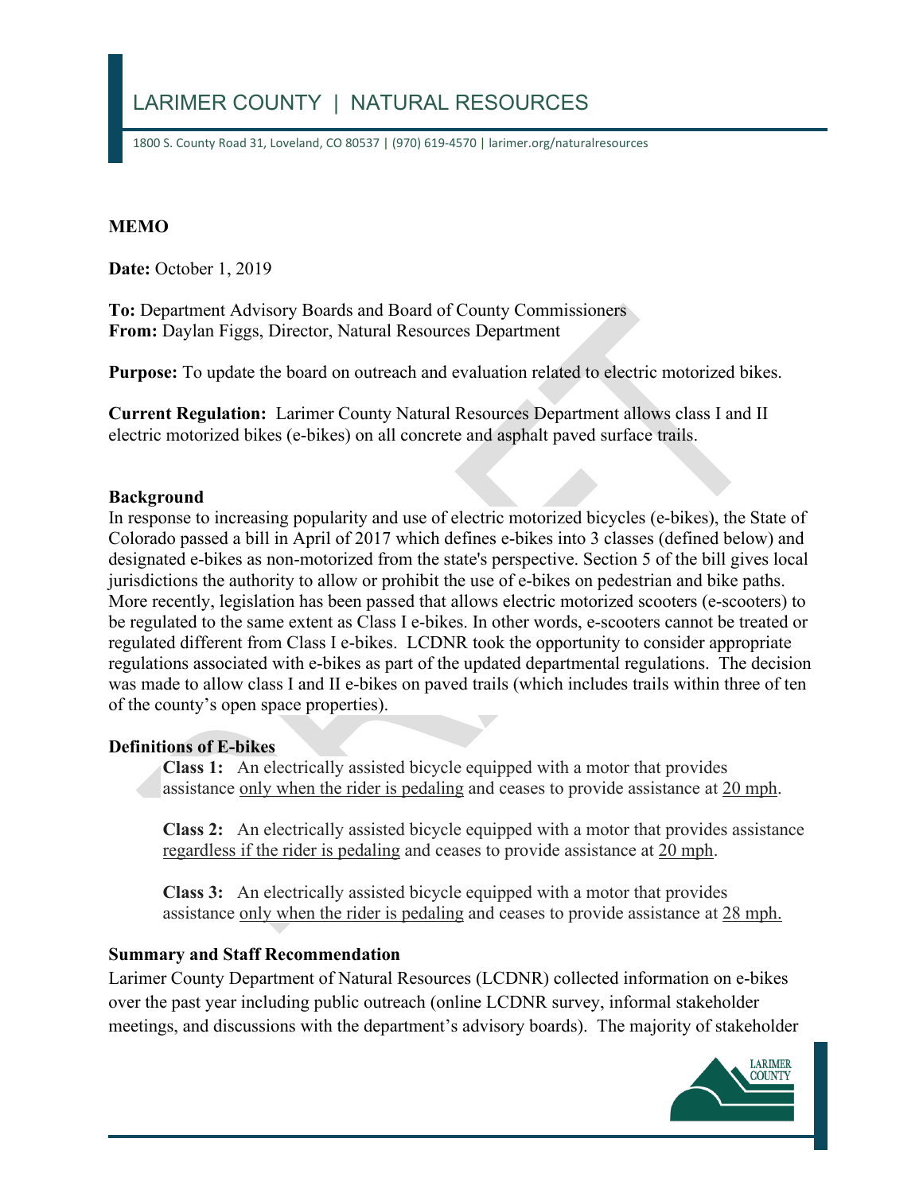# LARIMER COUNTY | NATURAL RESOURCES

1800 S. County Road 31, Loveland, CO 80537 | (970) 619-4570 | larimer.org/naturalresources

**MEMO**

**Date:** October 1, 2019

**To:** Department Advisory Boards and Board of County Commissioners
**From:** Daylan Figgs, Director, Natural Resources Department

**Purpose:** To update the board on outreach and evaluation related to electric motorized bikes.

**Current Regulation:** Larimer County Natural Resources Department allows class I and II electric motorized bikes (e-bikes) on all concrete and asphalt paved surface trails.

**Background**

In response to increasing popularity and use of electric motorized bicycles (e-bikes), the State of Colorado passed a bill in April of 2017 which defines e-bikes into 3 classes (defined below) and designated e-bikes as non-motorized from the state's perspective. Section 5 of the bill gives local jurisdictions the authority to allow or prohibit the use of e-bikes on pedestrian and bike paths. More recently, legislation has been passed that allows electric motorized scooters (e-scooters) to be regulated to the same extent as Class I e-bikes. In other words, e-scooters cannot be treated or regulated different from Class I e-bikes. LCDNR took the opportunity to consider appropriate regulations associated with e-bikes as part of the updated departmental regulations. The decision was made to allow class I and II e-bikes on paved trails (which includes trails within three of ten of the county's open space properties).

**Definitions of E-bikes**

> **Class 1:** An electrically assisted bicycle equipped with a motor that provides assistance only when the rider is pedaling and ceases to provide assistance at 20 mph.
>
> **Class 2:** An electrically assisted bicycle equipped with a motor that provides assistance regardless if the rider is pedaling and ceases to provide assistance at 20 mph.
>
> **Class 3:** An electrically assisted bicycle equipped with a motor that provides assistance only when the rider is pedaling and ceases to provide assistance at 28 mph.

**Summary and Staff Recommendation**

Larimer County Department of Natural Resources (LCDNR) collected information on e-bikes over the past year including public outreach (online LCDNR survey, informal stakeholder meetings, and discussions with the department's advisory boards). The majority of stakeholder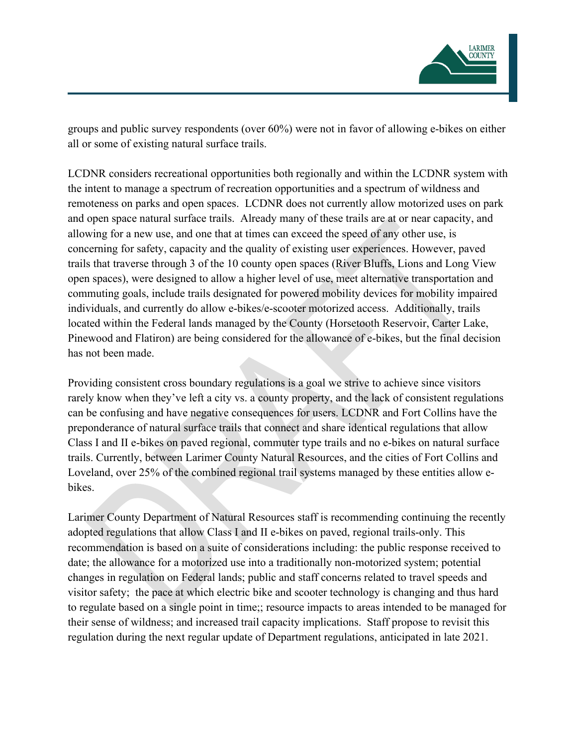groups and public survey respondents (over 60%) were not in favor of allowing e-bikes on either all or some of existing natural surface trails.

LCDNR considers recreational opportunities both regionally and within the LCDNR system with the intent to manage a spectrum of recreation opportunities and a spectrum of wildness and remoteness on parks and open spaces. LCDNR does not currently allow motorized uses on park and open space natural surface trails. Already many of these trails are at or near capacity, and allowing for a new use, and one that at times can exceed the speed of any other use, is concerning for safety, capacity and the quality of existing user experiences. However, paved trails that traverse through 3 of the 10 county open spaces (River Bluffs, Lions and Long View open spaces), were designed to allow a higher level of use, meet alternative transportation and commuting goals, include trails designated for powered mobility devices for mobility impaired individuals, and currently do allow e-bikes/e-scooter motorized access. Additionally, trails located within the Federal lands managed by the County (Horsetooth Reservoir, Carter Lake, Pinewood and Flatiron) are being considered for the allowance of e-bikes, but the final decision has not been made.

Providing consistent cross boundary regulations is a goal we strive to achieve since visitors rarely know when they've left a city vs. a county property, and the lack of consistent regulations can be confusing and have negative consequences for users. LCDNR and Fort Collins have the preponderance of natural surface trails that connect and share identical regulations that allow Class I and II e-bikes on paved regional, commuter type trails and no e-bikes on natural surface trails. Currently, between Larimer County Natural Resources, and the cities of Fort Collins and Loveland, over 25% of the combined regional trail systems managed by these entities allow e-bikes.

Larimer County Department of Natural Resources staff is recommending continuing the recently adopted regulations that allow Class I and II e-bikes on paved, regional trails-only. This recommendation is based on a suite of considerations including: the public response received to date; the allowance for a motorized use into a traditionally non-motorized system; potential changes in regulation on Federal lands; public and staff concerns related to travel speeds and visitor safety; the pace at which electric bike and scooter technology is changing and thus hard to regulate based on a single point in time;; resource impacts to areas intended to be managed for their sense of wildness; and increased trail capacity implications. Staff propose to revisit this regulation during the next regular update of Department regulations, anticipated in late 2021.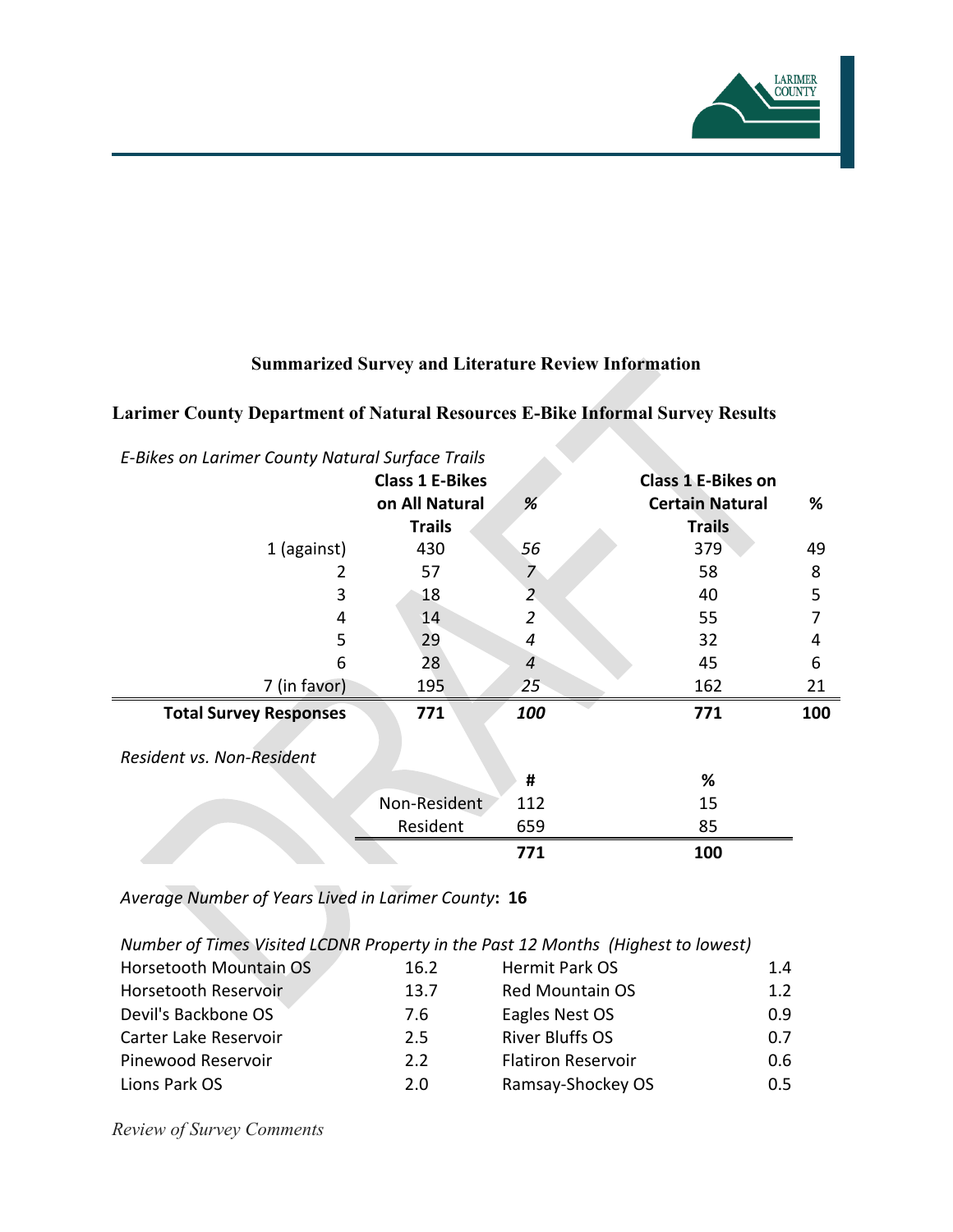## Summarized Survey and Literature Review Information

### Larimer County Department of Natural Resources E-Bike Informal Survey Results

*E-Bikes on Larimer County Natural Surface Trails*

| | Class 1 E-Bikes on All Natural Trails | % | Class 1 E-Bikes on Certain Natural Trails | % |
|---|---|---|---|---|
| 1 (against) | 430 | *56* | 379 | 49 |
| 2 | 57 | *7* | 58 | 8 |
| 3 | 18 | *2* | 40 | 5 |
| 4 | 14 | *2* | 55 | 7 |
| 5 | 29 | *4* | 32 | 4 |
| 6 | 28 | *4* | 45 | 6 |
| 7 (in favor) | 195 | *25* | 162 | 21 |
| **Total Survey Responses** | **771** | ***100*** | **771** | **100** |

*Resident vs. Non-Resident*

| | # | % |
|---|---|---|
| Non-Resident | 112 | 15 |
| Resident | 659 | 85 |
| | **771** | **100** |

*Average Number of Years Lived in Larimer County*: **16**

*Number of Times Visited LCDNR Property in the Past 12 Months (Highest to lowest)*

| | | | |
|---|---|---|---|
| Horsetooth Mountain OS | 16.2 | Hermit Park OS | 1.4 |
| Horsetooth Reservoir | 13.7 | Red Mountain OS | 1.2 |
| Devil's Backbone OS | 7.6 | Eagles Nest OS | 0.9 |
| Carter Lake Reservoir | 2.5 | River Bluffs OS | 0.7 |
| Pinewood Reservoir | 2.2 | Flatiron Reservoir | 0.6 |
| Lions Park OS | 2.0 | Ramsay-Shockey OS | 0.5 |

*Review of Survey Comments*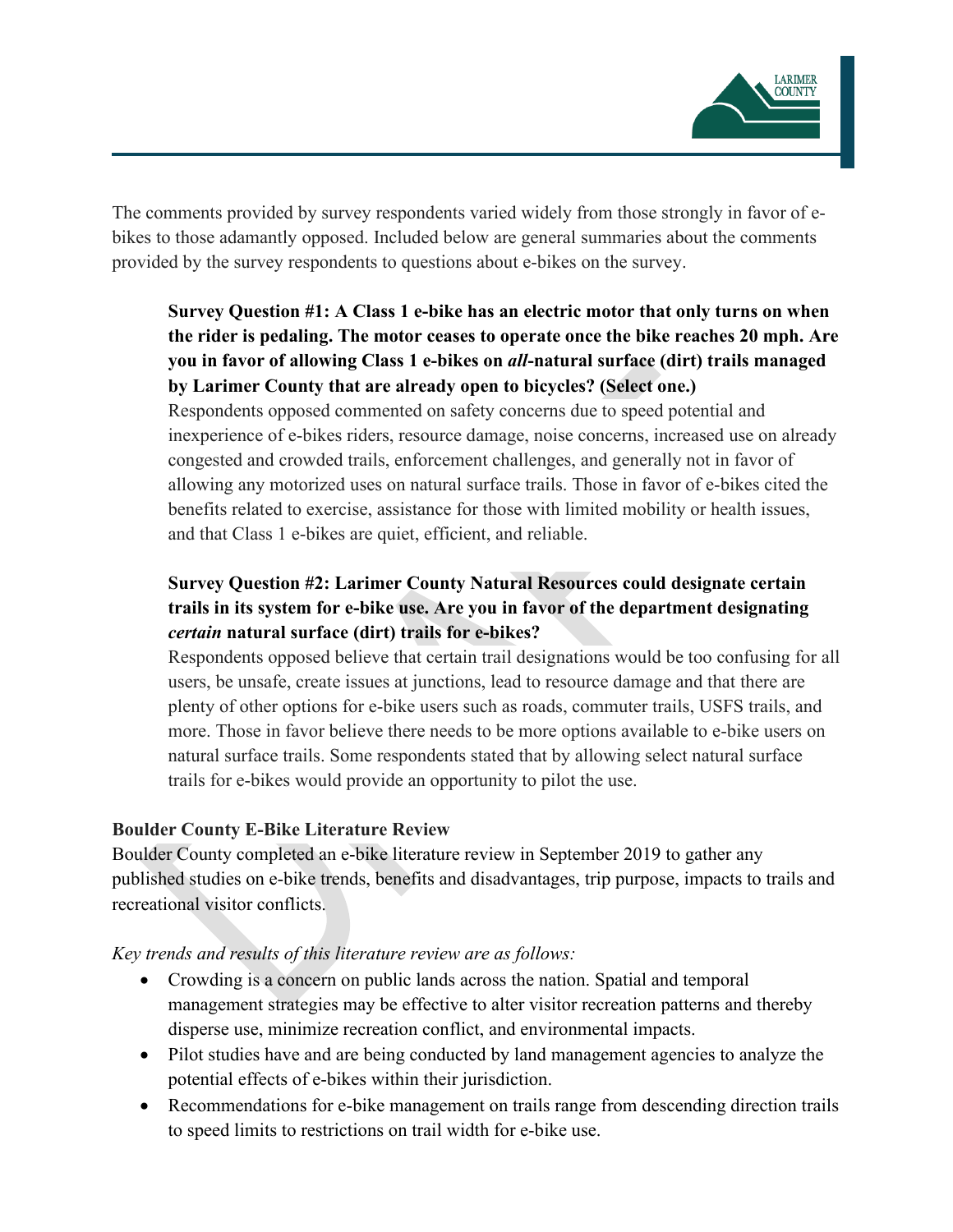The comments provided by survey respondents varied widely from those strongly in favor of e-bikes to those adamantly opposed. Included below are general summaries about the comments provided by the survey respondents to questions about e-bikes on the survey.

**Survey Question #1: A Class 1 e-bike has an electric motor that only turns on when the rider is pedaling. The motor ceases to operate once the bike reaches 20 mph. Are you in favor of allowing Class 1 e-bikes on *all*-natural surface (dirt) trails managed by Larimer County that are already open to bicycles? (Select one.)**

Respondents opposed commented on safety concerns due to speed potential and inexperience of e-bikes riders, resource damage, noise concerns, increased use on already congested and crowded trails, enforcement challenges, and generally not in favor of allowing any motorized uses on natural surface trails. Those in favor of e-bikes cited the benefits related to exercise, assistance for those with limited mobility or health issues, and that Class 1 e-bikes are quiet, efficient, and reliable.

**Survey Question #2: Larimer County Natural Resources could designate certain trails in its system for e-bike use. Are you in favor of the department designating *certain* natural surface (dirt) trails for e-bikes?**

Respondents opposed believe that certain trail designations would be too confusing for all users, be unsafe, create issues at junctions, lead to resource damage and that there are plenty of other options for e-bike users such as roads, commuter trails, USFS trails, and more. Those in favor believe there needs to be more options available to e-bike users on natural surface trails. Some respondents stated that by allowing select natural surface trails for e-bikes would provide an opportunity to pilot the use.

**Boulder County E-Bike Literature Review**

Boulder County completed an e-bike literature review in September 2019 to gather any published studies on e-bike trends, benefits and disadvantages, trip purpose, impacts to trails and recreational visitor conflicts.

*Key trends and results of this literature review are as follows:*

- Crowding is a concern on public lands across the nation. Spatial and temporal management strategies may be effective to alter visitor recreation patterns and thereby disperse use, minimize recreation conflict, and environmental impacts.
- Pilot studies have and are being conducted by land management agencies to analyze the potential effects of e-bikes within their jurisdiction.
- Recommendations for e-bike management on trails range from descending direction trails to speed limits to restrictions on trail width for e-bike use.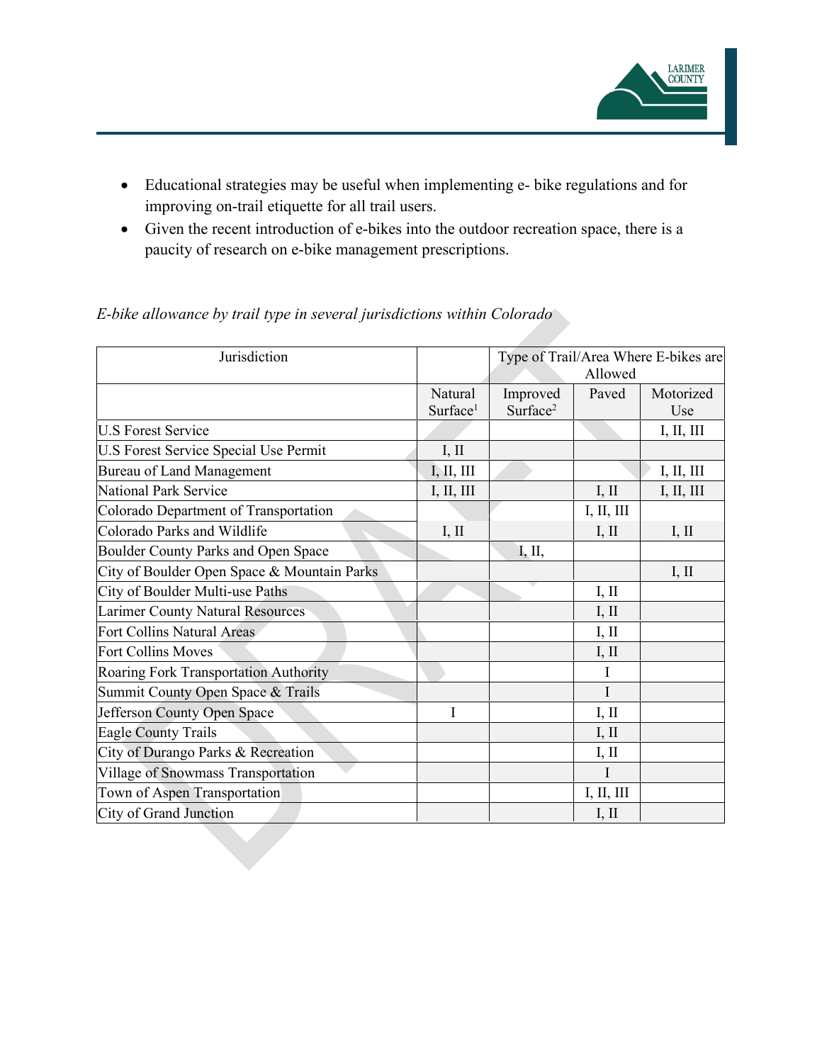- Educational strategies may be useful when implementing e- bike regulations and for improving on-trail etiquette for all trail users.
- Given the recent introduction of e-bikes into the outdoor recreation space, there is a paucity of research on e-bike management prescriptions.

*E-bike allowance by trail type in several jurisdictions within Colorado*

| Jurisdiction | | Type of Trail/Area Where E-bikes are Allowed | | |
|---|---|---|---|---|
| | Natural Surface[1] | Improved Surface[2] | Paved | Motorized Use |
| U.S Forest Service | | | | I, II, III |
| U.S Forest Service Special Use Permit | I, II | | | |
| Bureau of Land Management | I, II, III | | | I, II, III |
| National Park Service | I, II, III | | I, II | I, II, III |
| Colorado Department of Transportation | | | I, II, III | |
| Colorado Parks and Wildlife | I, II | | I, II | I, II |
| Boulder County Parks and Open Space | | I, II, | | |
| City of Boulder Open Space & Mountain Parks | | | | I, II |
| City of Boulder Multi-use Paths | | | I, II | |
| Larimer County Natural Resources | | | I, II | |
| Fort Collins Natural Areas | | | I, II | |
| Fort Collins Moves | | | I, II | |
| Roaring Fork Transportation Authority | | | I | |
| Summit County Open Space & Trails | | | I | |
| Jefferson County Open Space | I | | I, II | |
| Eagle County Trails | | | I, II | |
| City of Durango Parks & Recreation | | | I, II | |
| Village of Snowmass Transportation | | | I | |
| Town of Aspen Transportation | | | I, II, III | |
| City of Grand Junction | | | I, II | |